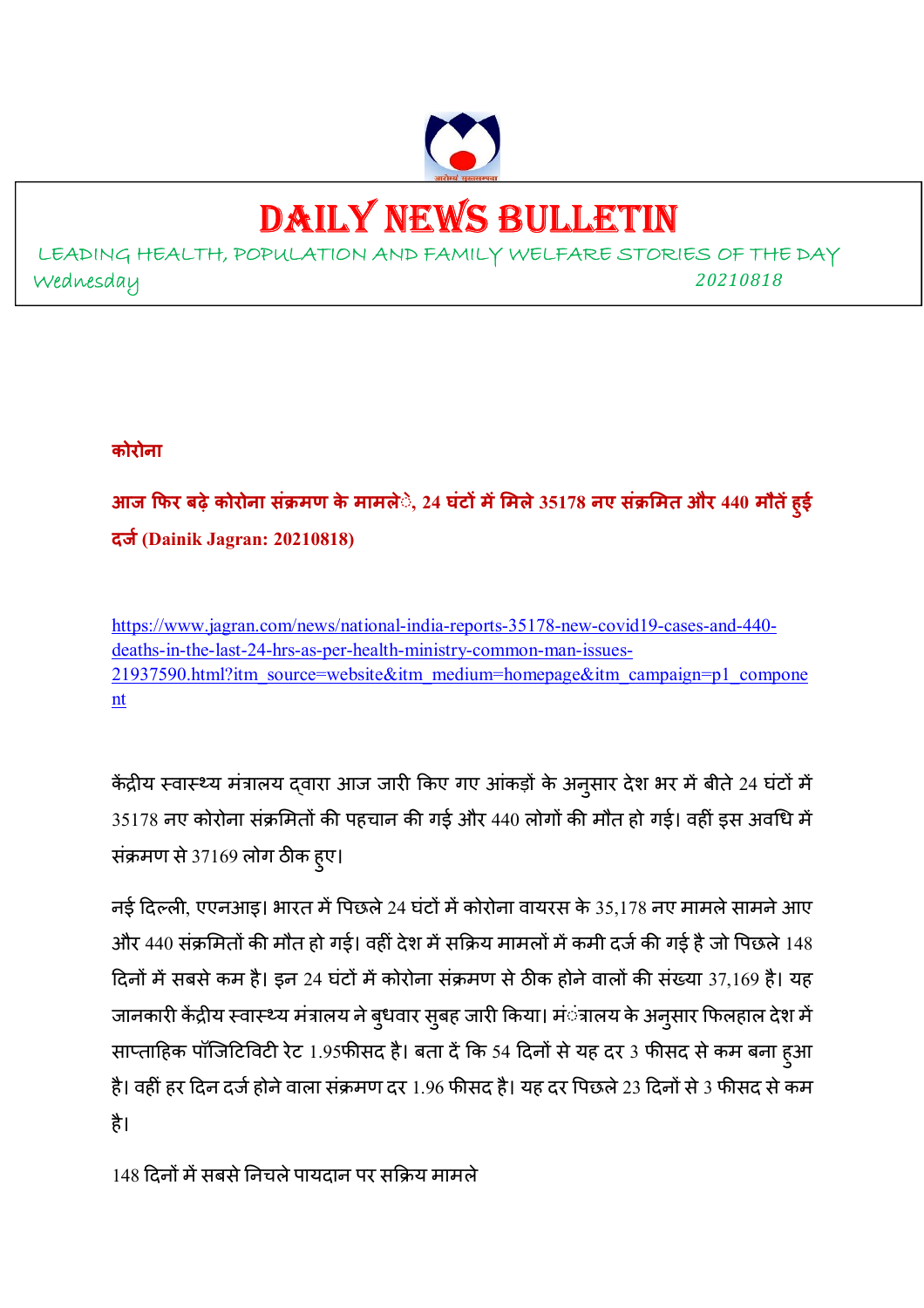# DAILY NEWS BULLETIN

LEADING HEALTH, POPULATION AND FAMILY WELFARE STORIES OF THE DAY

Wednesday 20210818

**कोरोना**

**आज फिर बढ़े कोरोना संक्रमण के मामले, 24 घंटों में मिले 35178 नए संक्रमित और 440 मौतें हुई दर्ज (Dainik Jagran: 20210818)**

https://www.jagran.com/news/national-india-reports-35178-new-covid19-cases-and-440-deaths-in-the-last-24-hrs-as-per-health-ministry-common-man-issues-21937590.html?itm_source=website&itm_medium=homepage&itm_campaign=p1_component

केंद्रीय स्वास्थ्य मंत्रालय द्वारा आज जारी किए गए आंकड़ों के अनुसार देश भर में बीते 24 घंटों में 35178 नए कोरोना संक्रमितों की पहचान की गई और 440 लोगों की मौत हो गई। वहीं इस अवधि में संक्रमण से 37169 लोग ठीक हुए।

नई दिल्ली, एएनआइ। भारत में पिछले 24 घंटों में कोरोना वायरस के 35,178 नए मामले सामने आए और 440 संक्रमितों की मौत हो गई। वहीं देश में सक्रिय मामलों में कमी दर्ज की गई है जो पिछले 148 दिनों में सबसे कम है। इन 24 घंटों में कोरोना संक्रमण से ठीक होने वालों की संख्या 37,169 है। यह जानकारी केंद्रीय स्वास्थ्य मंत्रालय ने बुधवार सुबह जारी किया। मंत्रालय के अनुसार फिलहाल देश में साप्ताहिक पॉजिटिविटी रेट 1.95फीसद है। बता दें कि 54 दिनों से यह दर 3 फीसद से कम बना हुआ है। वहीं हर दिन दर्ज होने वाला संक्रमण दर 1.96 फीसद है। यह दर पिछले 23 दिनों से 3 फीसद से कम है।

148 दिनों में सबसे निचले पायदान पर सक्रिय मामले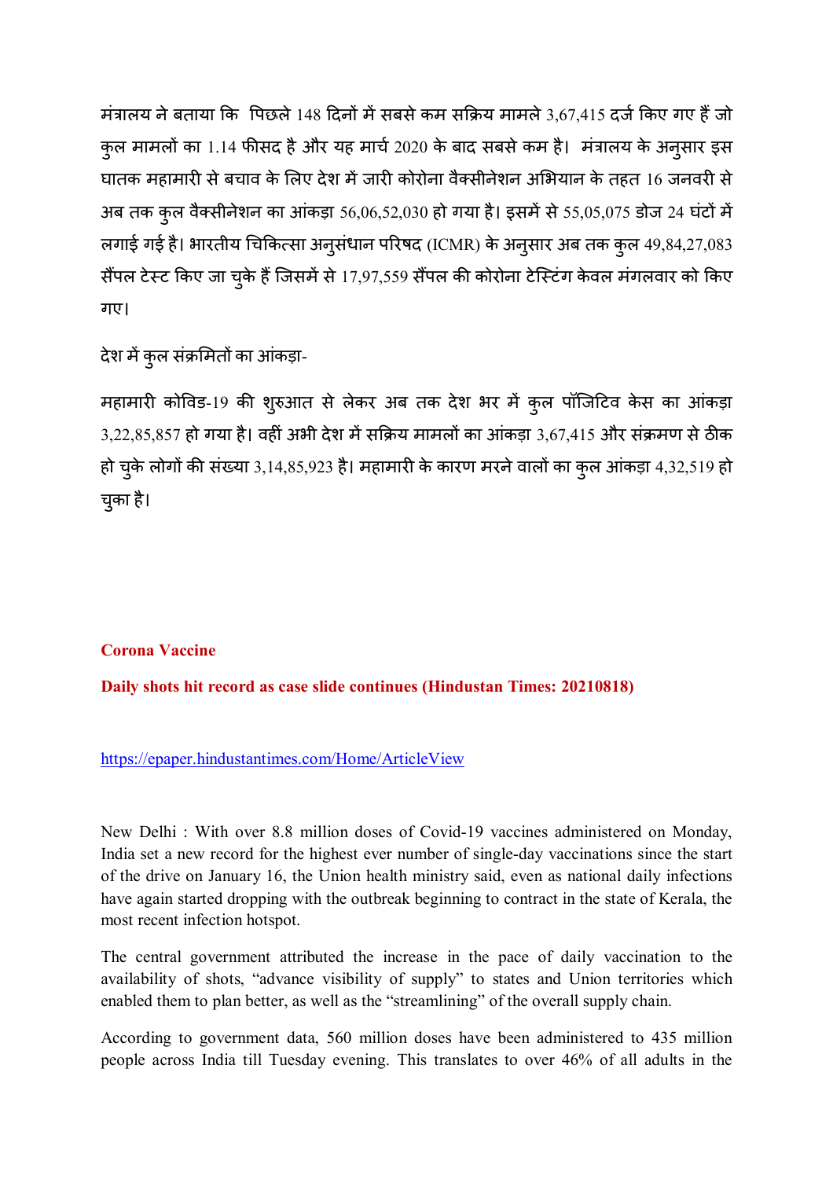मंत्रालय ने बताया कि पिछले 148 दिनों में सबसे कम सक्रिय मामले 3,67,415 दर्ज किए गए हैं जो कुल मामलों का 1.14 फीसद है और यह मार्च 2020 के बाद सबसे कम है। मंत्रालय के अनुसार इस घातक महामारी से बचाव के लिए देश में जारी कोरोना वैक्सीनेशन अभियान के तहत 16 जनवरी से अब तक कुल वैक्सीनेशन का आंकड़ा 56,06,52,030 हो गया है। इसमें से 55,05,075 डोज 24 घंटों में लगाई गई है। भारतीय चिकित्सा अनुसंधान परिषद (ICMR) के अनुसार अब तक कुल 49,84,27,083 सैंपल टेस्ट किए जा चुके हैं जिसमें से 17,97,559 सैंपल की कोरोना टेस्टिंग केवल मंगलवार को किए गए।

देश में कुल संक्रमितों का आंकड़ा-

महामारी कोविड-19 की शुरुआत से लेकर अब तक देश भर में कुल पॉजिटिव केस का आंकड़ा 3,22,85,857 हो गया है। वहीं अभी देश में सक्रिय मामलों का आंकड़ा 3,67,415 और संक्रमण से ठीक हो चुके लोगों की संख्या 3,14,85,923 है। महामारी के कारण मरने वालों का कुल आंकड़ा 4,32,519 हो चुका है।

**Corona Vaccine**

**Daily shots hit record as case slide continues (Hindustan Times: 20210818)**

https://epaper.hindustantimes.com/Home/ArticleView

New Delhi : With over 8.8 million doses of Covid-19 vaccines administered on Monday, India set a new record for the highest ever number of single-day vaccinations since the start of the drive on January 16, the Union health ministry said, even as national daily infections have again started dropping with the outbreak beginning to contract in the state of Kerala, the most recent infection hotspot.

The central government attributed the increase in the pace of daily vaccination to the availability of shots, "advance visibility of supply" to states and Union territories which enabled them to plan better, as well as the "streamlining" of the overall supply chain.

According to government data, 560 million doses have been administered to 435 million people across India till Tuesday evening. This translates to over 46% of all adults in the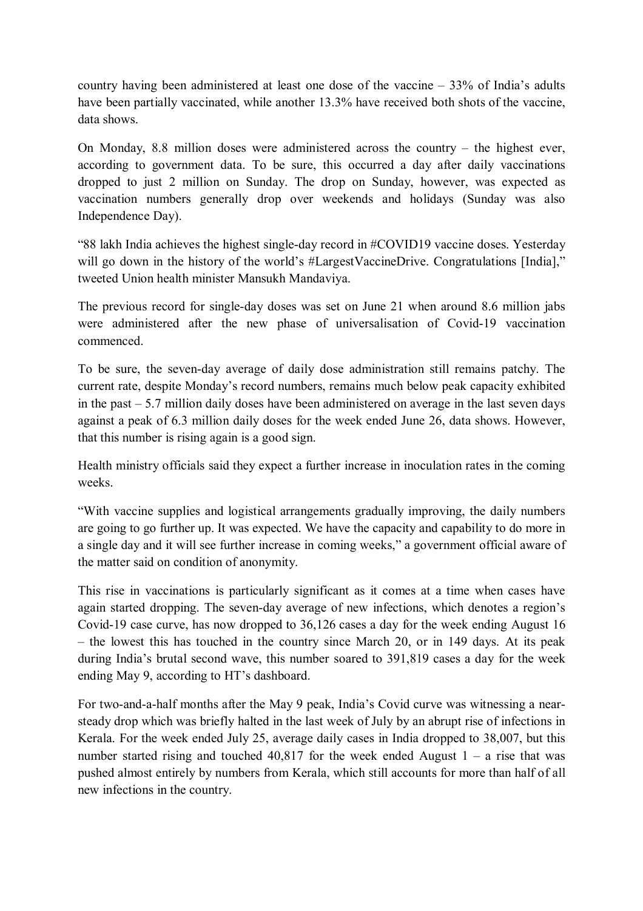country having been administered at least one dose of the vaccine – 33% of India's adults have been partially vaccinated, while another 13.3% have received both shots of the vaccine, data shows.

On Monday, 8.8 million doses were administered across the country – the highest ever, according to government data. To be sure, this occurred a day after daily vaccinations dropped to just 2 million on Sunday. The drop on Sunday, however, was expected as vaccination numbers generally drop over weekends and holidays (Sunday was also Independence Day).

"88 lakh India achieves the highest single-day record in #COVID19 vaccine doses. Yesterday will go down in the history of the world's #LargestVaccineDrive. Congratulations [India]," tweeted Union health minister Mansukh Mandaviya.

The previous record for single-day doses was set on June 21 when around 8.6 million jabs were administered after the new phase of universalisation of Covid-19 vaccination commenced.

To be sure, the seven-day average of daily dose administration still remains patchy. The current rate, despite Monday's record numbers, remains much below peak capacity exhibited in the past – 5.7 million daily doses have been administered on average in the last seven days against a peak of 6.3 million daily doses for the week ended June 26, data shows. However, that this number is rising again is a good sign.

Health ministry officials said they expect a further increase in inoculation rates in the coming weeks.

"With vaccine supplies and logistical arrangements gradually improving, the daily numbers are going to go further up. It was expected. We have the capacity and capability to do more in a single day and it will see further increase in coming weeks," a government official aware of the matter said on condition of anonymity.

This rise in vaccinations is particularly significant as it comes at a time when cases have again started dropping. The seven-day average of new infections, which denotes a region's Covid-19 case curve, has now dropped to 36,126 cases a day for the week ending August 16 – the lowest this has touched in the country since March 20, or in 149 days. At its peak during India's brutal second wave, this number soared to 391,819 cases a day for the week ending May 9, according to HT's dashboard.

For two-and-a-half months after the May 9 peak, India's Covid curve was witnessing a near-steady drop which was briefly halted in the last week of July by an abrupt rise of infections in Kerala. For the week ended July 25, average daily cases in India dropped to 38,007, but this number started rising and touched 40,817 for the week ended August 1 – a rise that was pushed almost entirely by numbers from Kerala, which still accounts for more than half of all new infections in the country.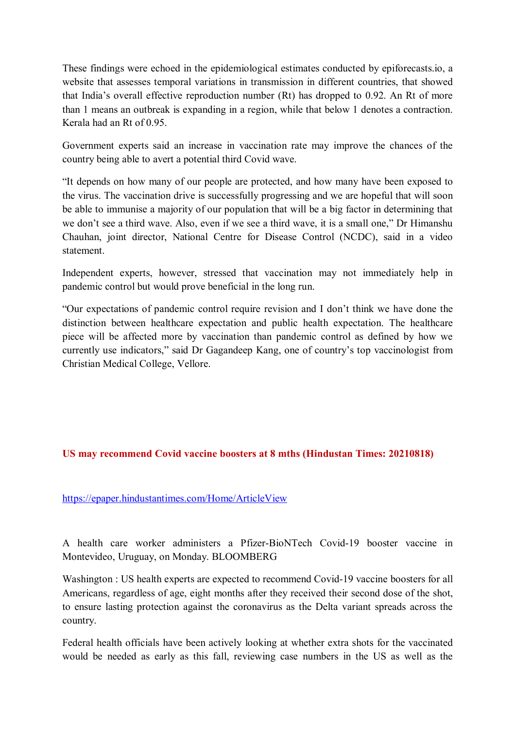These findings were echoed in the epidemiological estimates conducted by epiforecasts.io, a website that assesses temporal variations in transmission in different countries, that showed that India's overall effective reproduction number (Rt) has dropped to 0.92. An Rt of more than 1 means an outbreak is expanding in a region, while that below 1 denotes a contraction. Kerala had an Rt of 0.95.

Government experts said an increase in vaccination rate may improve the chances of the country being able to avert a potential third Covid wave.

"It depends on how many of our people are protected, and how many have been exposed to the virus. The vaccination drive is successfully progressing and we are hopeful that will soon be able to immunise a majority of our population that will be a big factor in determining that we don't see a third wave. Also, even if we see a third wave, it is a small one," Dr Himanshu Chauhan, joint director, National Centre for Disease Control (NCDC), said in a video statement.

Independent experts, however, stressed that vaccination may not immediately help in pandemic control but would prove beneficial in the long run.

"Our expectations of pandemic control require revision and I don't think we have done the distinction between healthcare expectation and public health expectation. The healthcare piece will be affected more by vaccination than pandemic control as defined by how we currently use indicators," said Dr Gagandeep Kang, one of country's top vaccinologist from Christian Medical College, Vellore.

## US may recommend Covid vaccine boosters at 8 mths (Hindustan Times: 20210818)

https://epaper.hindustantimes.com/Home/ArticleView

A health care worker administers a Pfizer-BioNTech Covid-19 booster vaccine in Montevideo, Uruguay, on Monday. BLOOMBERG

Washington : US health experts are expected to recommend Covid-19 vaccine boosters for all Americans, regardless of age, eight months after they received their second dose of the shot, to ensure lasting protection against the coronavirus as the Delta variant spreads across the country.

Federal health officials have been actively looking at whether extra shots for the vaccinated would be needed as early as this fall, reviewing case numbers in the US as well as the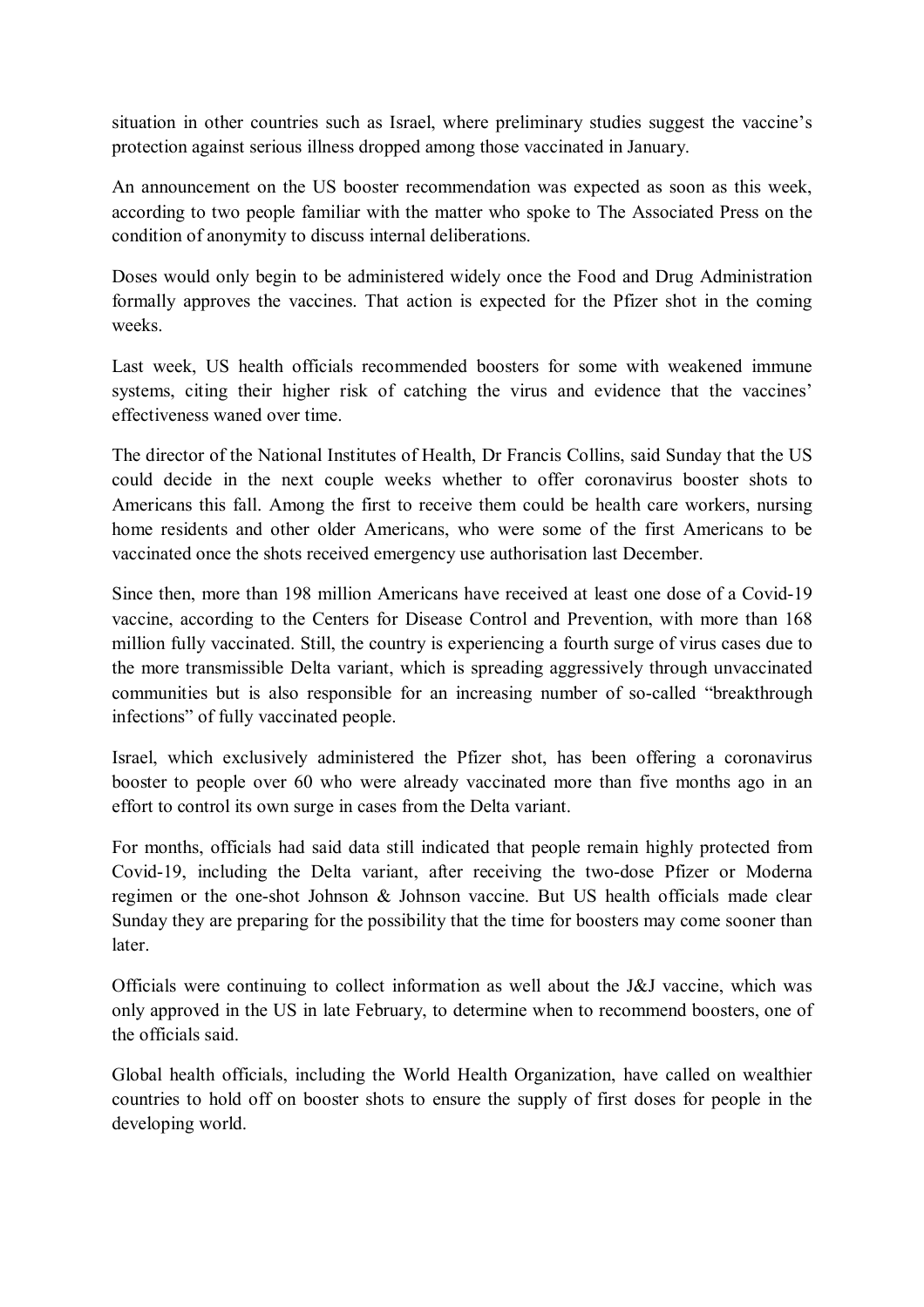situation in other countries such as Israel, where preliminary studies suggest the vaccine's protection against serious illness dropped among those vaccinated in January.

An announcement on the US booster recommendation was expected as soon as this week, according to two people familiar with the matter who spoke to The Associated Press on the condition of anonymity to discuss internal deliberations.

Doses would only begin to be administered widely once the Food and Drug Administration formally approves the vaccines. That action is expected for the Pfizer shot in the coming weeks.

Last week, US health officials recommended boosters for some with weakened immune systems, citing their higher risk of catching the virus and evidence that the vaccines' effectiveness waned over time.

The director of the National Institutes of Health, Dr Francis Collins, said Sunday that the US could decide in the next couple weeks whether to offer coronavirus booster shots to Americans this fall. Among the first to receive them could be health care workers, nursing home residents and other older Americans, who were some of the first Americans to be vaccinated once the shots received emergency use authorisation last December.

Since then, more than 198 million Americans have received at least one dose of a Covid-19 vaccine, according to the Centers for Disease Control and Prevention, with more than 168 million fully vaccinated. Still, the country is experiencing a fourth surge of virus cases due to the more transmissible Delta variant, which is spreading aggressively through unvaccinated communities but is also responsible for an increasing number of so-called "breakthrough infections" of fully vaccinated people.

Israel, which exclusively administered the Pfizer shot, has been offering a coronavirus booster to people over 60 who were already vaccinated more than five months ago in an effort to control its own surge in cases from the Delta variant.

For months, officials had said data still indicated that people remain highly protected from Covid-19, including the Delta variant, after receiving the two-dose Pfizer or Moderna regimen or the one-shot Johnson & Johnson vaccine. But US health officials made clear Sunday they are preparing for the possibility that the time for boosters may come sooner than later.

Officials were continuing to collect information as well about the J&J vaccine, which was only approved in the US in late February, to determine when to recommend boosters, one of the officials said.

Global health officials, including the World Health Organization, have called on wealthier countries to hold off on booster shots to ensure the supply of first doses for people in the developing world.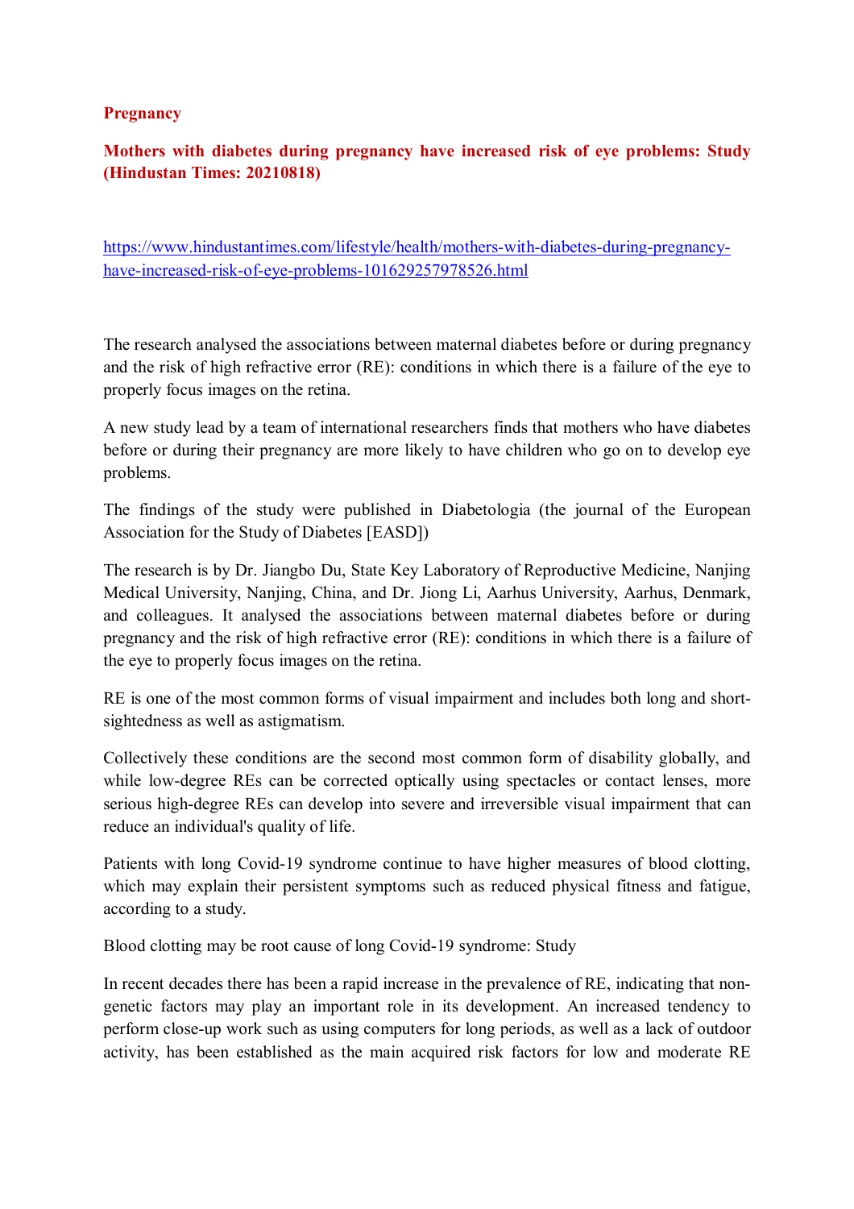**Pregnancy**

**Mothers with diabetes during pregnancy have increased risk of eye problems: Study (Hindustan Times: 20210818)**

https://www.hindustantimes.com/lifestyle/health/mothers-with-diabetes-during-pregnancy-have-increased-risk-of-eye-problems-101629257978526.html

The research analysed the associations between maternal diabetes before or during pregnancy and the risk of high refractive error (RE): conditions in which there is a failure of the eye to properly focus images on the retina.

A new study lead by a team of international researchers finds that mothers who have diabetes before or during their pregnancy are more likely to have children who go on to develop eye problems.

The findings of the study were published in Diabetologia (the journal of the European Association for the Study of Diabetes [EASD])

The research is by Dr. Jiangbo Du, State Key Laboratory of Reproductive Medicine, Nanjing Medical University, Nanjing, China, and Dr. Jiong Li, Aarhus University, Aarhus, Denmark, and colleagues. It analysed the associations between maternal diabetes before or during pregnancy and the risk of high refractive error (RE): conditions in which there is a failure of the eye to properly focus images on the retina.

RE is one of the most common forms of visual impairment and includes both long and short-sightedness as well as astigmatism.

Collectively these conditions are the second most common form of disability globally, and while low-degree REs can be corrected optically using spectacles or contact lenses, more serious high-degree REs can develop into severe and irreversible visual impairment that can reduce an individual's quality of life.

Patients with long Covid-19 syndrome continue to have higher measures of blood clotting, which may explain their persistent symptoms such as reduced physical fitness and fatigue, according to a study.

Blood clotting may be root cause of long Covid-19 syndrome: Study

In recent decades there has been a rapid increase in the prevalence of RE, indicating that non-genetic factors may play an important role in its development. An increased tendency to perform close-up work such as using computers for long periods, as well as a lack of outdoor activity, has been established as the main acquired risk factors for low and moderate RE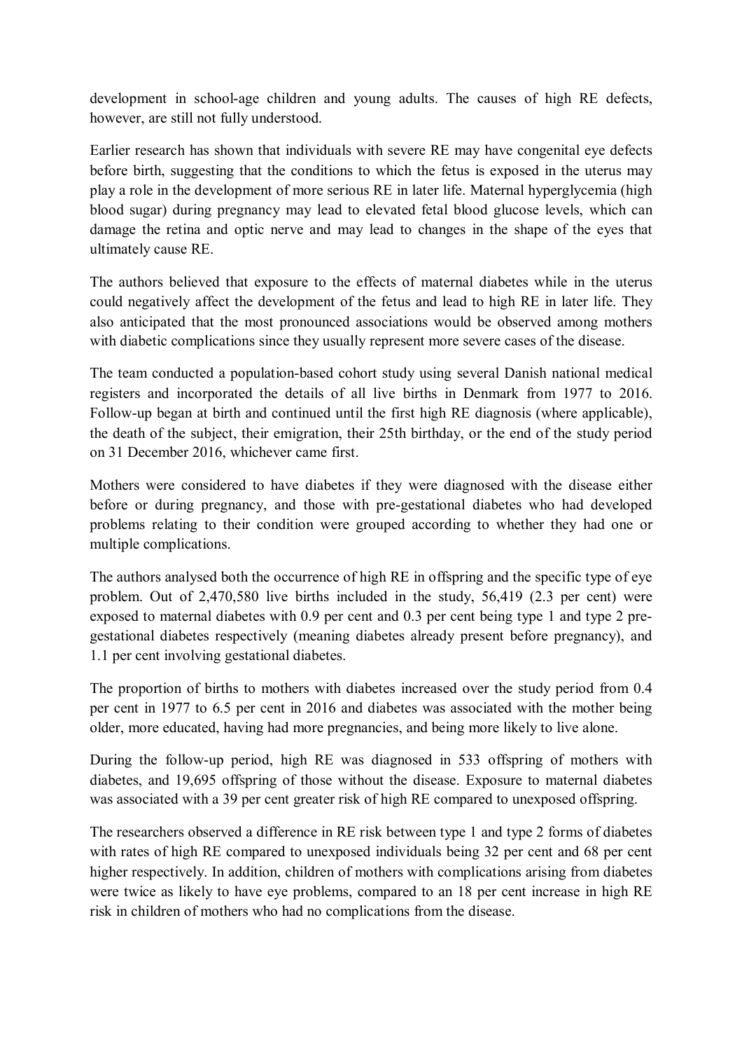development in school-age children and young adults. The causes of high RE defects, however, are still not fully understood.

Earlier research has shown that individuals with severe RE may have congenital eye defects before birth, suggesting that the conditions to which the fetus is exposed in the uterus may play a role in the development of more serious RE in later life. Maternal hyperglycemia (high blood sugar) during pregnancy may lead to elevated fetal blood glucose levels, which can damage the retina and optic nerve and may lead to changes in the shape of the eyes that ultimately cause RE.

The authors believed that exposure to the effects of maternal diabetes while in the uterus could negatively affect the development of the fetus and lead to high RE in later life. They also anticipated that the most pronounced associations would be observed among mothers with diabetic complications since they usually represent more severe cases of the disease.

The team conducted a population-based cohort study using several Danish national medical registers and incorporated the details of all live births in Denmark from 1977 to 2016. Follow-up began at birth and continued until the first high RE diagnosis (where applicable), the death of the subject, their emigration, their 25th birthday, or the end of the study period on 31 December 2016, whichever came first.

Mothers were considered to have diabetes if they were diagnosed with the disease either before or during pregnancy, and those with pre-gestational diabetes who had developed problems relating to their condition were grouped according to whether they had one or multiple complications.

The authors analysed both the occurrence of high RE in offspring and the specific type of eye problem. Out of 2,470,580 live births included in the study, 56,419 (2.3 per cent) were exposed to maternal diabetes with 0.9 per cent and 0.3 per cent being type 1 and type 2 pre-gestational diabetes respectively (meaning diabetes already present before pregnancy), and 1.1 per cent involving gestational diabetes.

The proportion of births to mothers with diabetes increased over the study period from 0.4 per cent in 1977 to 6.5 per cent in 2016 and diabetes was associated with the mother being older, more educated, having had more pregnancies, and being more likely to live alone.

During the follow-up period, high RE was diagnosed in 533 offspring of mothers with diabetes, and 19,695 offspring of those without the disease. Exposure to maternal diabetes was associated with a 39 per cent greater risk of high RE compared to unexposed offspring.

The researchers observed a difference in RE risk between type 1 and type 2 forms of diabetes with rates of high RE compared to unexposed individuals being 32 per cent and 68 per cent higher respectively. In addition, children of mothers with complications arising from diabetes were twice as likely to have eye problems, compared to an 18 per cent increase in high RE risk in children of mothers who had no complications from the disease.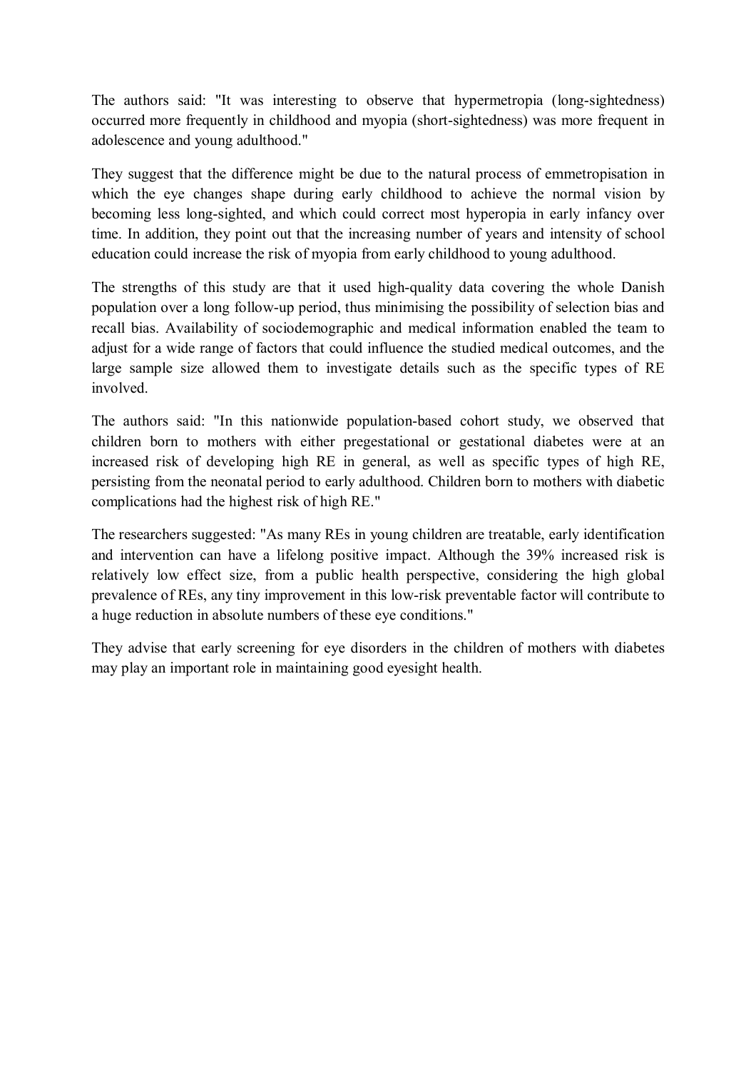The authors said: "It was interesting to observe that hypermetropia (long-sightedness) occurred more frequently in childhood and myopia (short-sightedness) was more frequent in adolescence and young adulthood."

They suggest that the difference might be due to the natural process of emmetropisation in which the eye changes shape during early childhood to achieve the normal vision by becoming less long-sighted, and which could correct most hyperopia in early infancy over time. In addition, they point out that the increasing number of years and intensity of school education could increase the risk of myopia from early childhood to young adulthood.

The strengths of this study are that it used high-quality data covering the whole Danish population over a long follow-up period, thus minimising the possibility of selection bias and recall bias. Availability of sociodemographic and medical information enabled the team to adjust for a wide range of factors that could influence the studied medical outcomes, and the large sample size allowed them to investigate details such as the specific types of RE involved.

The authors said: "In this nationwide population-based cohort study, we observed that children born to mothers with either pregestational or gestational diabetes were at an increased risk of developing high RE in general, as well as specific types of high RE, persisting from the neonatal period to early adulthood. Children born to mothers with diabetic complications had the highest risk of high RE."

The researchers suggested: "As many REs in young children are treatable, early identification and intervention can have a lifelong positive impact. Although the 39% increased risk is relatively low effect size, from a public health perspective, considering the high global prevalence of REs, any tiny improvement in this low-risk preventable factor will contribute to a huge reduction in absolute numbers of these eye conditions."

They advise that early screening for eye disorders in the children of mothers with diabetes may play an important role in maintaining good eyesight health.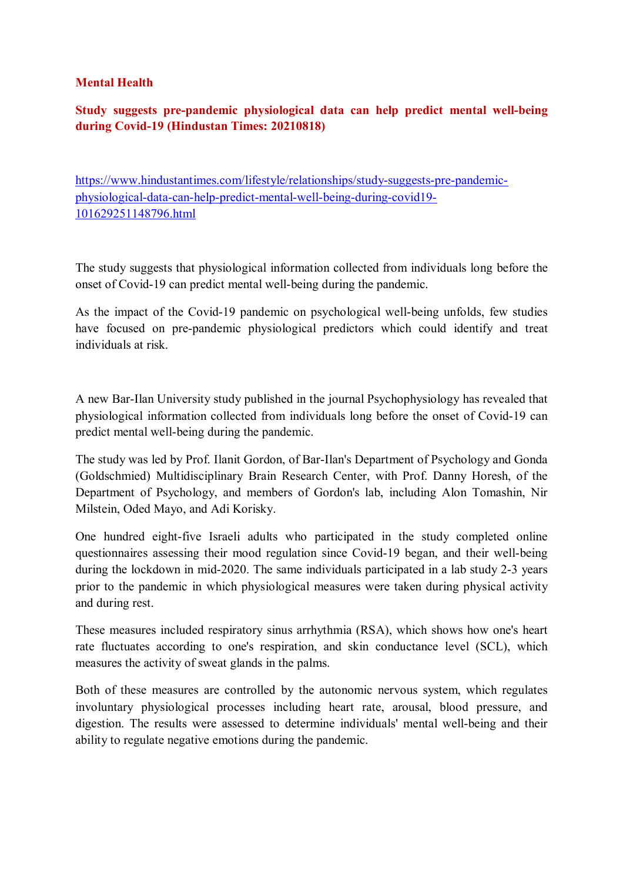**Mental Health**

**Study suggests pre-pandemic physiological data can help predict mental well-being during Covid-19 (Hindustan Times: 20210818)**

https://www.hindustantimes.com/lifestyle/relationships/study-suggests-pre-pandemic-physiological-data-can-help-predict-mental-well-being-during-covid19-101629251148796.html

The study suggests that physiological information collected from individuals long before the onset of Covid-19 can predict mental well-being during the pandemic.

As the impact of the Covid-19 pandemic on psychological well-being unfolds, few studies have focused on pre-pandemic physiological predictors which could identify and treat individuals at risk.

A new Bar-Ilan University study published in the journal Psychophysiology has revealed that physiological information collected from individuals long before the onset of Covid-19 can predict mental well-being during the pandemic.

The study was led by Prof. Ilanit Gordon, of Bar-Ilan's Department of Psychology and Gonda (Goldschmied) Multidisciplinary Brain Research Center, with Prof. Danny Horesh, of the Department of Psychology, and members of Gordon's lab, including Alon Tomashin, Nir Milstein, Oded Mayo, and Adi Korisky.

One hundred eight-five Israeli adults who participated in the study completed online questionnaires assessing their mood regulation since Covid-19 began, and their well-being during the lockdown in mid-2020. The same individuals participated in a lab study 2-3 years prior to the pandemic in which physiological measures were taken during physical activity and during rest.

These measures included respiratory sinus arrhythmia (RSA), which shows how one's heart rate fluctuates according to one's respiration, and skin conductance level (SCL), which measures the activity of sweat glands in the palms.

Both of these measures are controlled by the autonomic nervous system, which regulates involuntary physiological processes including heart rate, arousal, blood pressure, and digestion. The results were assessed to determine individuals' mental well-being and their ability to regulate negative emotions during the pandemic.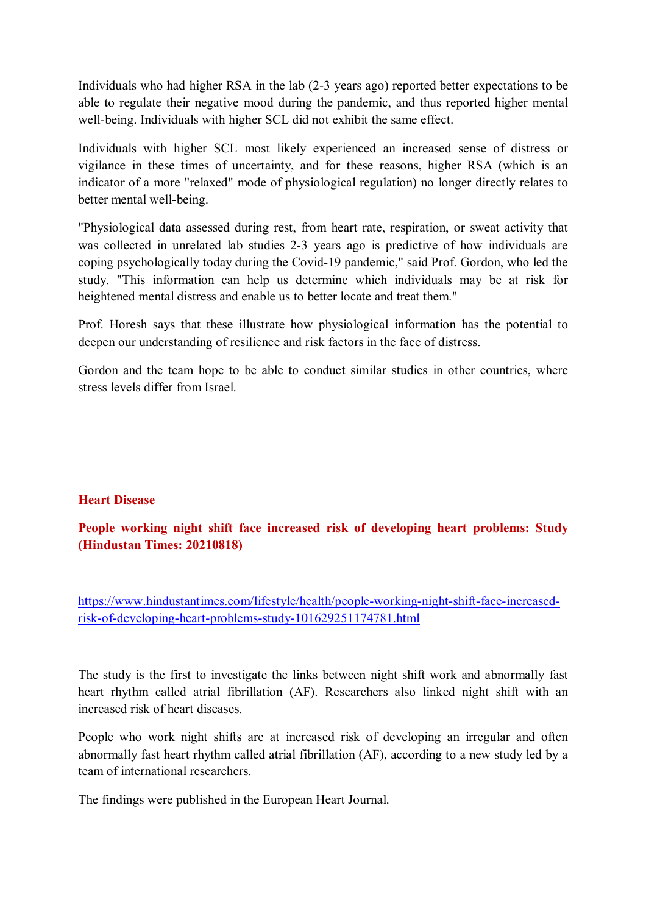Individuals who had higher RSA in the lab (2-3 years ago) reported better expectations to be able to regulate their negative mood during the pandemic, and thus reported higher mental well-being. Individuals with higher SCL did not exhibit the same effect.

Individuals with higher SCL most likely experienced an increased sense of distress or vigilance in these times of uncertainty, and for these reasons, higher RSA (which is an indicator of a more "relaxed" mode of physiological regulation) no longer directly relates to better mental well-being.

"Physiological data assessed during rest, from heart rate, respiration, or sweat activity that was collected in unrelated lab studies 2-3 years ago is predictive of how individuals are coping psychologically today during the Covid-19 pandemic," said Prof. Gordon, who led the study. "This information can help us determine which individuals may be at risk for heightened mental distress and enable us to better locate and treat them."

Prof. Horesh says that these illustrate how physiological information has the potential to deepen our understanding of resilience and risk factors in the face of distress.

Gordon and the team hope to be able to conduct similar studies in other countries, where stress levels differ from Israel.

## Heart Disease

### People working night shift face increased risk of developing heart problems: Study (Hindustan Times: 20210818)

https://www.hindustantimes.com/lifestyle/health/people-working-night-shift-face-increased-risk-of-developing-heart-problems-study-101629251174781.html

The study is the first to investigate the links between night shift work and abnormally fast heart rhythm called atrial fibrillation (AF). Researchers also linked night shift with an increased risk of heart diseases.

People who work night shifts are at increased risk of developing an irregular and often abnormally fast heart rhythm called atrial fibrillation (AF), according to a new study led by a team of international researchers.

The findings were published in the European Heart Journal.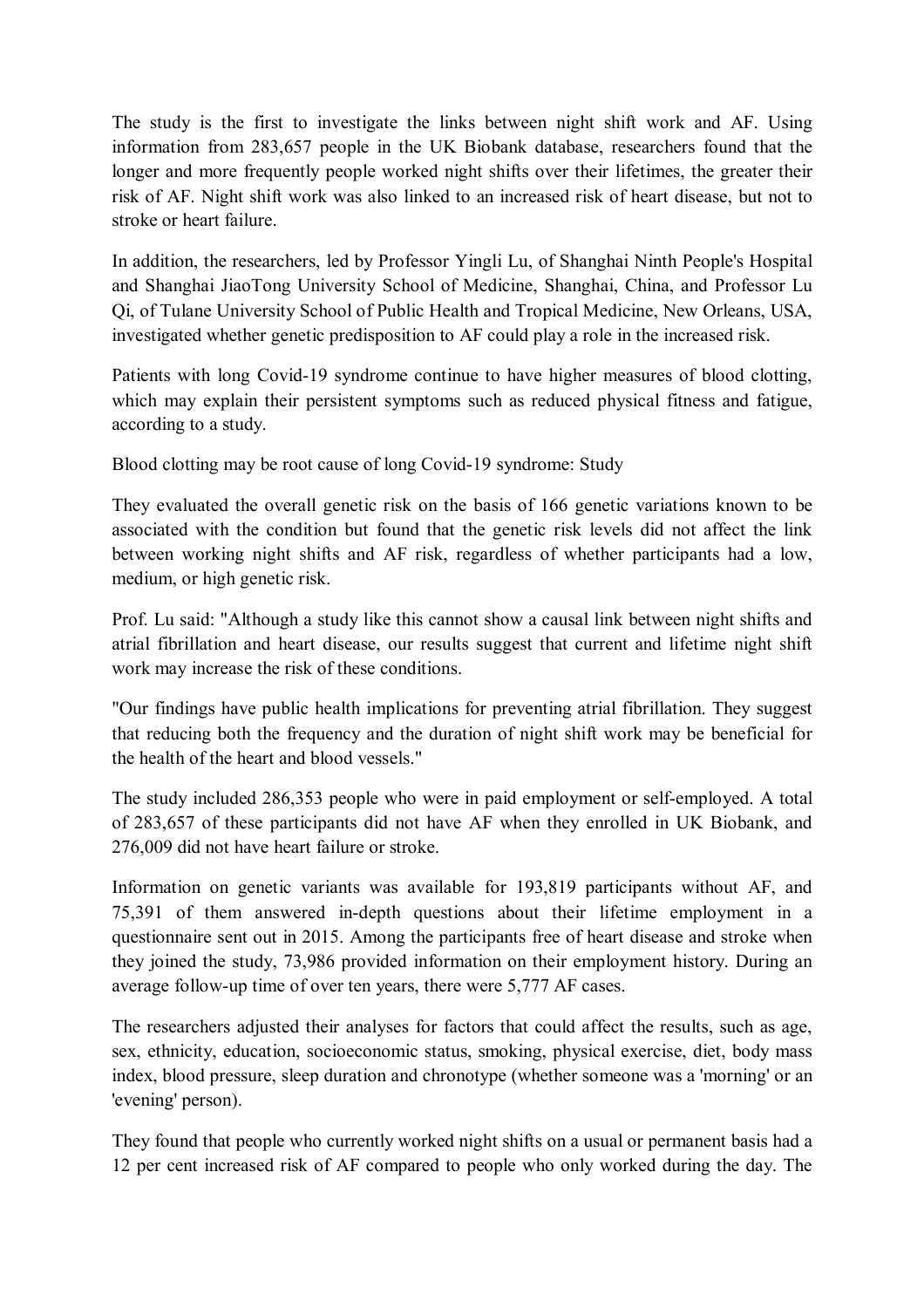The study is the first to investigate the links between night shift work and AF. Using information from 283,657 people in the UK Biobank database, researchers found that the longer and more frequently people worked night shifts over their lifetimes, the greater their risk of AF. Night shift work was also linked to an increased risk of heart disease, but not to stroke or heart failure.

In addition, the researchers, led by Professor Yingli Lu, of Shanghai Ninth People's Hospital and Shanghai JiaoTong University School of Medicine, Shanghai, China, and Professor Lu Qi, of Tulane University School of Public Health and Tropical Medicine, New Orleans, USA, investigated whether genetic predisposition to AF could play a role in the increased risk.

Patients with long Covid-19 syndrome continue to have higher measures of blood clotting, which may explain their persistent symptoms such as reduced physical fitness and fatigue, according to a study.

Blood clotting may be root cause of long Covid-19 syndrome: Study

They evaluated the overall genetic risk on the basis of 166 genetic variations known to be associated with the condition but found that the genetic risk levels did not affect the link between working night shifts and AF risk, regardless of whether participants had a low, medium, or high genetic risk.

Prof. Lu said: "Although a study like this cannot show a causal link between night shifts and atrial fibrillation and heart disease, our results suggest that current and lifetime night shift work may increase the risk of these conditions.

"Our findings have public health implications for preventing atrial fibrillation. They suggest that reducing both the frequency and the duration of night shift work may be beneficial for the health of the heart and blood vessels."

The study included 286,353 people who were in paid employment or self-employed. A total of 283,657 of these participants did not have AF when they enrolled in UK Biobank, and 276,009 did not have heart failure or stroke.

Information on genetic variants was available for 193,819 participants without AF, and 75,391 of them answered in-depth questions about their lifetime employment in a questionnaire sent out in 2015. Among the participants free of heart disease and stroke when they joined the study, 73,986 provided information on their employment history. During an average follow-up time of over ten years, there were 5,777 AF cases.

The researchers adjusted their analyses for factors that could affect the results, such as age, sex, ethnicity, education, socioeconomic status, smoking, physical exercise, diet, body mass index, blood pressure, sleep duration and chronotype (whether someone was a 'morning' or an 'evening' person).

They found that people who currently worked night shifts on a usual or permanent basis had a 12 per cent increased risk of AF compared to people who only worked during the day. The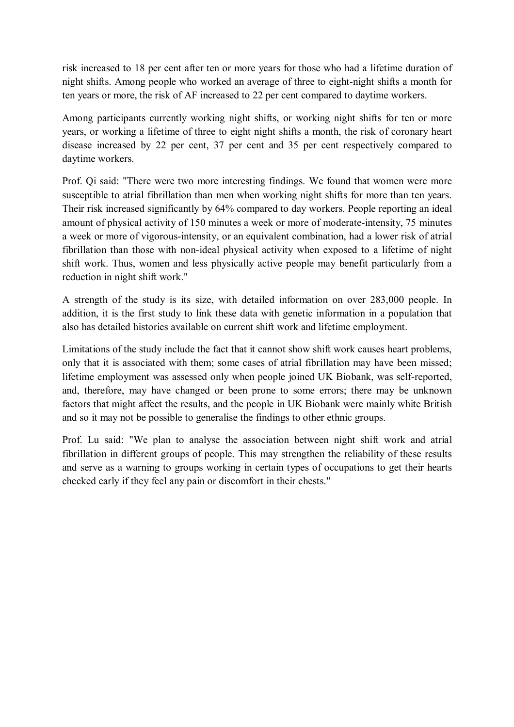risk increased to 18 per cent after ten or more years for those who had a lifetime duration of night shifts. Among people who worked an average of three to eight-night shifts a month for ten years or more, the risk of AF increased to 22 per cent compared to daytime workers.

Among participants currently working night shifts, or working night shifts for ten or more years, or working a lifetime of three to eight night shifts a month, the risk of coronary heart disease increased by 22 per cent, 37 per cent and 35 per cent respectively compared to daytime workers.

Prof. Qi said: "There were two more interesting findings. We found that women were more susceptible to atrial fibrillation than men when working night shifts for more than ten years. Their risk increased significantly by 64% compared to day workers. People reporting an ideal amount of physical activity of 150 minutes a week or more of moderate-intensity, 75 minutes a week or more of vigorous-intensity, or an equivalent combination, had a lower risk of atrial fibrillation than those with non-ideal physical activity when exposed to a lifetime of night shift work. Thus, women and less physically active people may benefit particularly from a reduction in night shift work."

A strength of the study is its size, with detailed information on over 283,000 people. In addition, it is the first study to link these data with genetic information in a population that also has detailed histories available on current shift work and lifetime employment.

Limitations of the study include the fact that it cannot show shift work causes heart problems, only that it is associated with them; some cases of atrial fibrillation may have been missed; lifetime employment was assessed only when people joined UK Biobank, was self-reported, and, therefore, may have changed or been prone to some errors; there may be unknown factors that might affect the results, and the people in UK Biobank were mainly white British and so it may not be possible to generalise the findings to other ethnic groups.

Prof. Lu said: "We plan to analyse the association between night shift work and atrial fibrillation in different groups of people. This may strengthen the reliability of these results and serve as a warning to groups working in certain types of occupations to get their hearts checked early if they feel any pain or discomfort in their chests."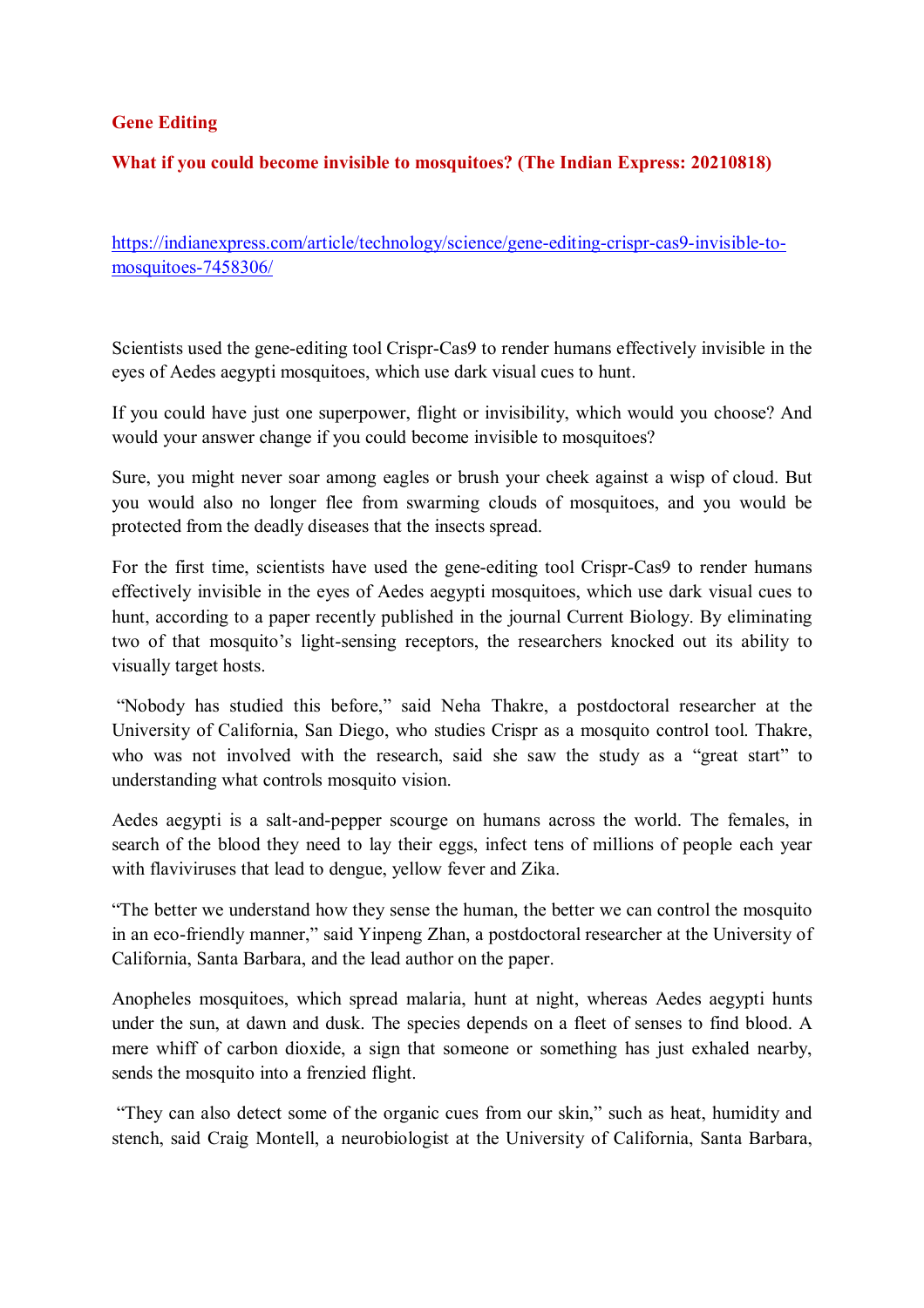**Gene Editing**

**What if you could become invisible to mosquitoes? (The Indian Express: 20210818)**

https://indianexpress.com/article/technology/science/gene-editing-crispr-cas9-invisible-to-mosquitoes-7458306/

Scientists used the gene-editing tool Crispr-Cas9 to render humans effectively invisible in the eyes of Aedes aegypti mosquitoes, which use dark visual cues to hunt.

If you could have just one superpower, flight or invisibility, which would you choose? And would your answer change if you could become invisible to mosquitoes?

Sure, you might never soar among eagles or brush your cheek against a wisp of cloud. But you would also no longer flee from swarming clouds of mosquitoes, and you would be protected from the deadly diseases that the insects spread.

For the first time, scientists have used the gene-editing tool Crispr-Cas9 to render humans effectively invisible in the eyes of Aedes aegypti mosquitoes, which use dark visual cues to hunt, according to a paper recently published in the journal Current Biology. By eliminating two of that mosquito's light-sensing receptors, the researchers knocked out its ability to visually target hosts.

"Nobody has studied this before," said Neha Thakre, a postdoctoral researcher at the University of California, San Diego, who studies Crispr as a mosquito control tool. Thakre, who was not involved with the research, said she saw the study as a "great start" to understanding what controls mosquito vision.

Aedes aegypti is a salt-and-pepper scourge on humans across the world. The females, in search of the blood they need to lay their eggs, infect tens of millions of people each year with flaviviruses that lead to dengue, yellow fever and Zika.

"The better we understand how they sense the human, the better we can control the mosquito in an eco-friendly manner," said Yinpeng Zhan, a postdoctoral researcher at the University of California, Santa Barbara, and the lead author on the paper.

Anopheles mosquitoes, which spread malaria, hunt at night, whereas Aedes aegypti hunts under the sun, at dawn and dusk. The species depends on a fleet of senses to find blood. A mere whiff of carbon dioxide, a sign that someone or something has just exhaled nearby, sends the mosquito into a frenzied flight.

"They can also detect some of the organic cues from our skin," such as heat, humidity and stench, said Craig Montell, a neurobiologist at the University of California, Santa Barbara,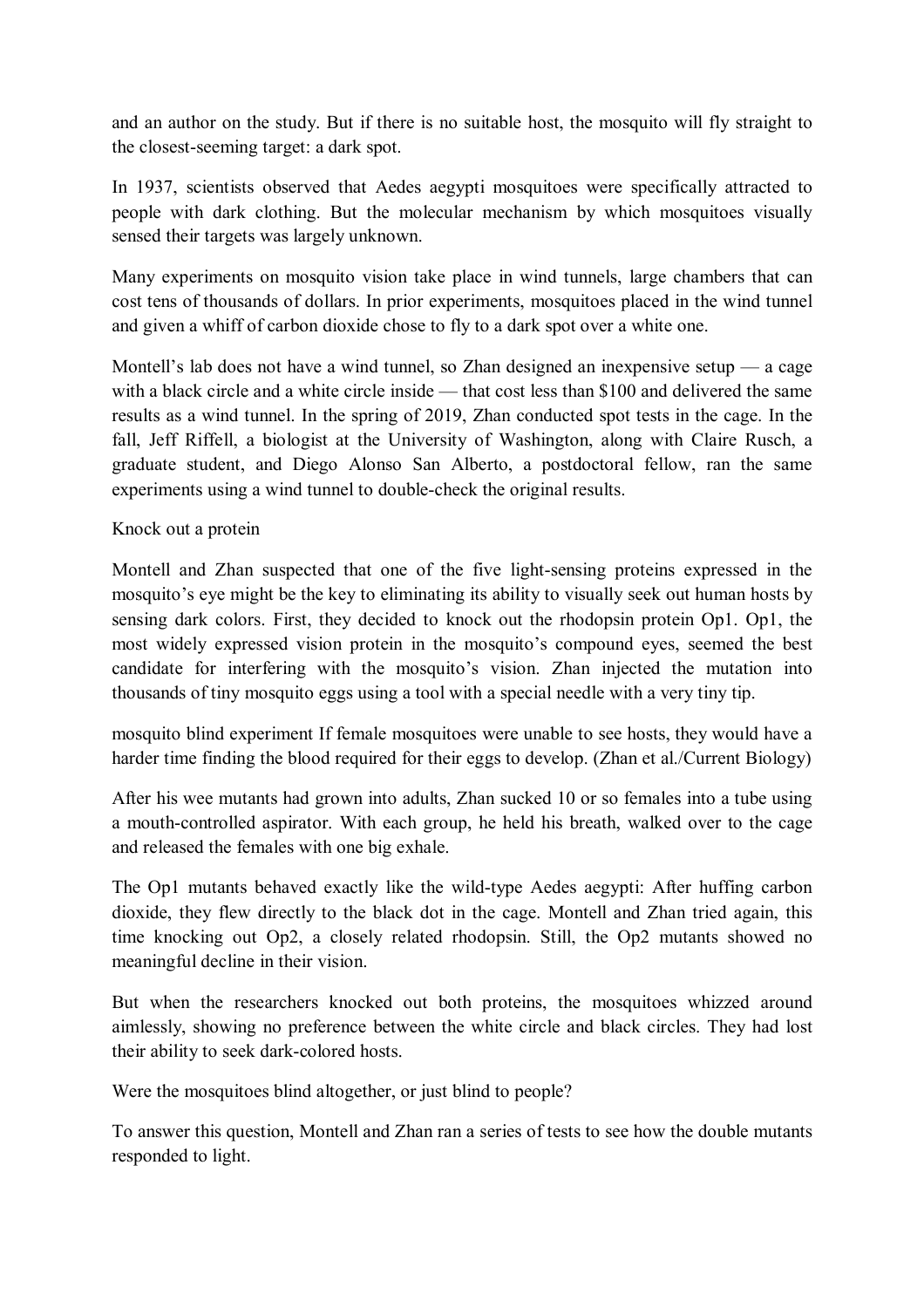and an author on the study. But if there is no suitable host, the mosquito will fly straight to the closest-seeming target: a dark spot.

In 1937, scientists observed that Aedes aegypti mosquitoes were specifically attracted to people with dark clothing. But the molecular mechanism by which mosquitoes visually sensed their targets was largely unknown.

Many experiments on mosquito vision take place in wind tunnels, large chambers that can cost tens of thousands of dollars. In prior experiments, mosquitoes placed in the wind tunnel and given a whiff of carbon dioxide chose to fly to a dark spot over a white one.

Montell's lab does not have a wind tunnel, so Zhan designed an inexpensive setup — a cage with a black circle and a white circle inside — that cost less than $100 and delivered the same results as a wind tunnel. In the spring of 2019, Zhan conducted spot tests in the cage. In the fall, Jeff Riffell, a biologist at the University of Washington, along with Claire Rusch, a graduate student, and Diego Alonso San Alberto, a postdoctoral fellow, ran the same experiments using a wind tunnel to double-check the original results.

## Knock out a protein

Montell and Zhan suspected that one of the five light-sensing proteins expressed in the mosquito's eye might be the key to eliminating its ability to visually seek out human hosts by sensing dark colors. First, they decided to knock out the rhodopsin protein Op1. Op1, the most widely expressed vision protein in the mosquito's compound eyes, seemed the best candidate for interfering with the mosquito's vision. Zhan injected the mutation into thousands of tiny mosquito eggs using a tool with a special needle with a very tiny tip.

mosquito blind experiment If female mosquitoes were unable to see hosts, they would have a harder time finding the blood required for their eggs to develop. (Zhan et al./Current Biology)

After his wee mutants had grown into adults, Zhan sucked 10 or so females into a tube using a mouth-controlled aspirator. With each group, he held his breath, walked over to the cage and released the females with one big exhale.

The Op1 mutants behaved exactly like the wild-type Aedes aegypti: After huffing carbon dioxide, they flew directly to the black dot in the cage. Montell and Zhan tried again, this time knocking out Op2, a closely related rhodopsin. Still, the Op2 mutants showed no meaningful decline in their vision.

But when the researchers knocked out both proteins, the mosquitoes whizzed around aimlessly, showing no preference between the white circle and black circles. They had lost their ability to seek dark-colored hosts.

Were the mosquitoes blind altogether, or just blind to people?

To answer this question, Montell and Zhan ran a series of tests to see how the double mutants responded to light.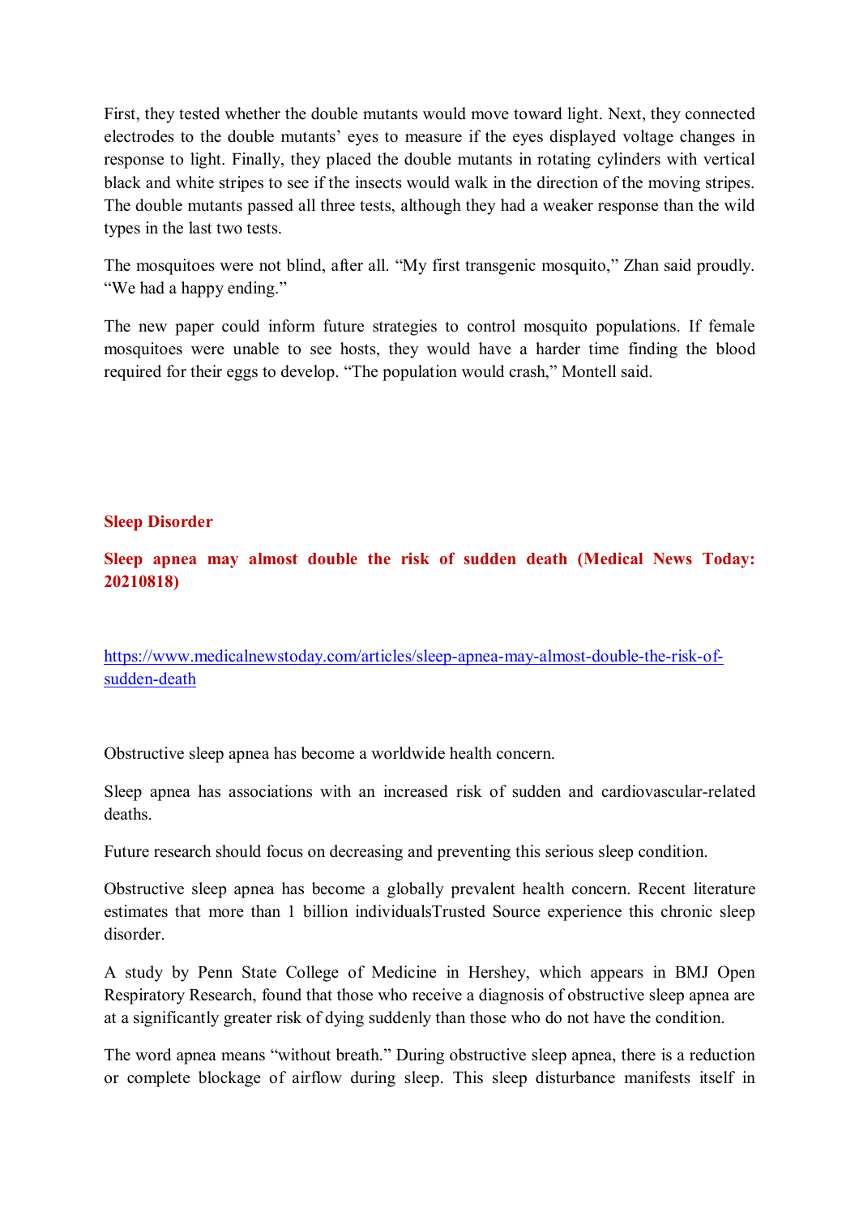First, they tested whether the double mutants would move toward light. Next, they connected electrodes to the double mutants' eyes to measure if the eyes displayed voltage changes in response to light. Finally, they placed the double mutants in rotating cylinders with vertical black and white stripes to see if the insects would walk in the direction of the moving stripes. The double mutants passed all three tests, although they had a weaker response than the wild types in the last two tests.

The mosquitoes were not blind, after all. "My first transgenic mosquito," Zhan said proudly. "We had a happy ending."

The new paper could inform future strategies to control mosquito populations. If female mosquitoes were unable to see hosts, they would have a harder time finding the blood required for their eggs to develop. "The population would crash," Montell said.

## Sleep Disorder

### Sleep apnea may almost double the risk of sudden death (Medical News Today: 20210818)

https://www.medicalnewstoday.com/articles/sleep-apnea-may-almost-double-the-risk-of-sudden-death

Obstructive sleep apnea has become a worldwide health concern.

Sleep apnea has associations with an increased risk of sudden and cardiovascular-related deaths.

Future research should focus on decreasing and preventing this serious sleep condition.

Obstructive sleep apnea has become a globally prevalent health concern. Recent literature estimates that more than 1 billion individualsTrusted Source experience this chronic sleep disorder.

A study by Penn State College of Medicine in Hershey, which appears in BMJ Open Respiratory Research, found that those who receive a diagnosis of obstructive sleep apnea are at a significantly greater risk of dying suddenly than those who do not have the condition.

The word apnea means "without breath." During obstructive sleep apnea, there is a reduction or complete blockage of airflow during sleep. This sleep disturbance manifests itself in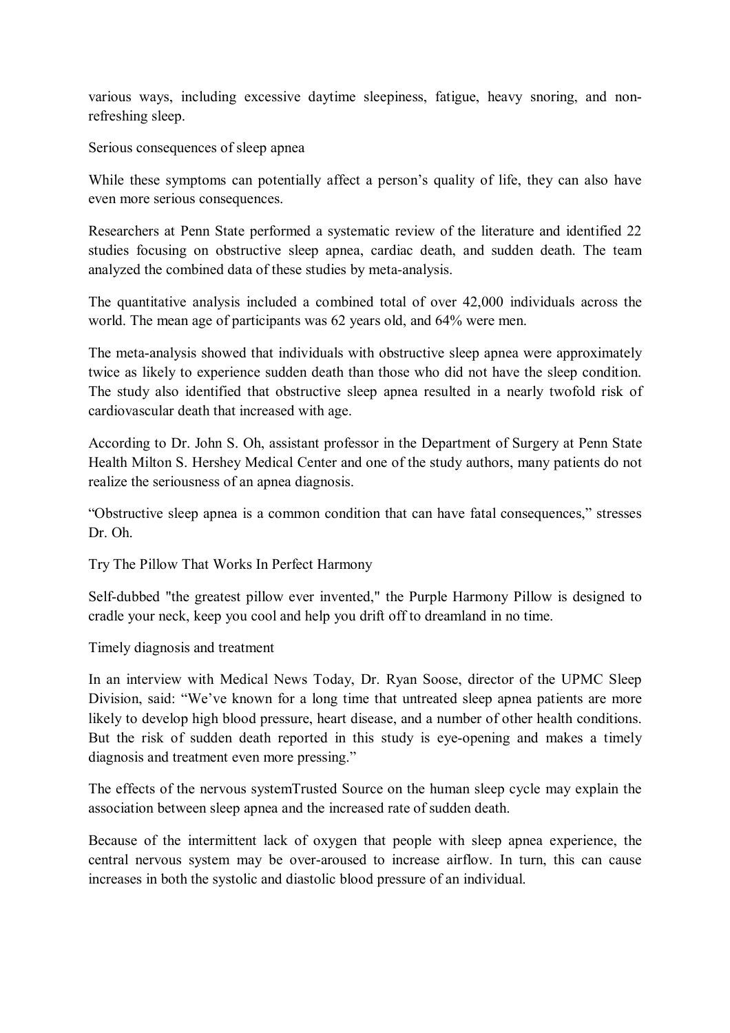various ways, including excessive daytime sleepiness, fatigue, heavy snoring, and non-refreshing sleep.

## Serious consequences of sleep apnea

While these symptoms can potentially affect a person's quality of life, they can also have even more serious consequences.

Researchers at Penn State performed a systematic review of the literature and identified 22 studies focusing on obstructive sleep apnea, cardiac death, and sudden death. The team analyzed the combined data of these studies by meta-analysis.

The quantitative analysis included a combined total of over 42,000 individuals across the world. The mean age of participants was 62 years old, and 64% were men.

The meta-analysis showed that individuals with obstructive sleep apnea were approximately twice as likely to experience sudden death than those who did not have the sleep condition. The study also identified that obstructive sleep apnea resulted in a nearly twofold risk of cardiovascular death that increased with age.

According to Dr. John S. Oh, assistant professor in the Department of Surgery at Penn State Health Milton S. Hershey Medical Center and one of the study authors, many patients do not realize the seriousness of an apnea diagnosis.

"Obstructive sleep apnea is a common condition that can have fatal consequences," stresses Dr. Oh.

## Try The Pillow That Works In Perfect Harmony

Self-dubbed "the greatest pillow ever invented," the Purple Harmony Pillow is designed to cradle your neck, keep you cool and help you drift off to dreamland in no time.

## Timely diagnosis and treatment

In an interview with Medical News Today, Dr. Ryan Soose, director of the UPMC Sleep Division, said: "We've known for a long time that untreated sleep apnea patients are more likely to develop high blood pressure, heart disease, and a number of other health conditions. But the risk of sudden death reported in this study is eye-opening and makes a timely diagnosis and treatment even more pressing."

The effects of the nervous systemTrusted Source on the human sleep cycle may explain the association between sleep apnea and the increased rate of sudden death.

Because of the intermittent lack of oxygen that people with sleep apnea experience, the central nervous system may be over-aroused to increase airflow. In turn, this can cause increases in both the systolic and diastolic blood pressure of an individual.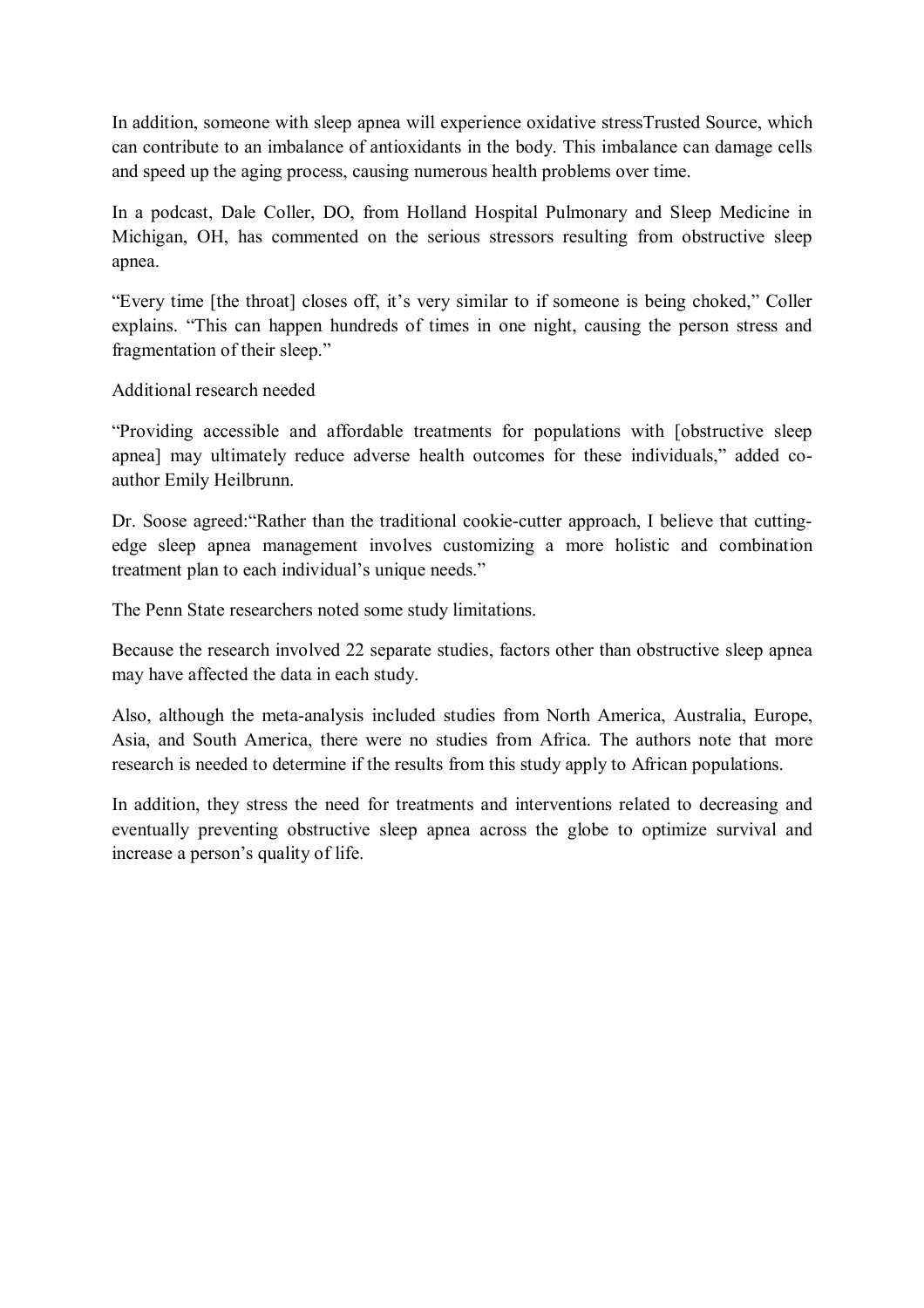In addition, someone with sleep apnea will experience oxidative stressTrusted Source, which can contribute to an imbalance of antioxidants in the body. This imbalance can damage cells and speed up the aging process, causing numerous health problems over time.

In a podcast, Dale Coller, DO, from Holland Hospital Pulmonary and Sleep Medicine in Michigan, OH, has commented on the serious stressors resulting from obstructive sleep apnea.

"Every time [the throat] closes off, it's very similar to if someone is being choked," Coller explains. "This can happen hundreds of times in one night, causing the person stress and fragmentation of their sleep."

## Additional research needed

"Providing accessible and affordable treatments for populations with [obstructive sleep apnea] may ultimately reduce adverse health outcomes for these individuals," added co-author Emily Heilbrunn.

Dr. Soose agreed:"Rather than the traditional cookie-cutter approach, I believe that cutting-edge sleep apnea management involves customizing a more holistic and combination treatment plan to each individual's unique needs."

The Penn State researchers noted some study limitations.

Because the research involved 22 separate studies, factors other than obstructive sleep apnea may have affected the data in each study.

Also, although the meta-analysis included studies from North America, Australia, Europe, Asia, and South America, there were no studies from Africa. The authors note that more research is needed to determine if the results from this study apply to African populations.

In addition, they stress the need for treatments and interventions related to decreasing and eventually preventing obstructive sleep apnea across the globe to optimize survival and increase a person's quality of life.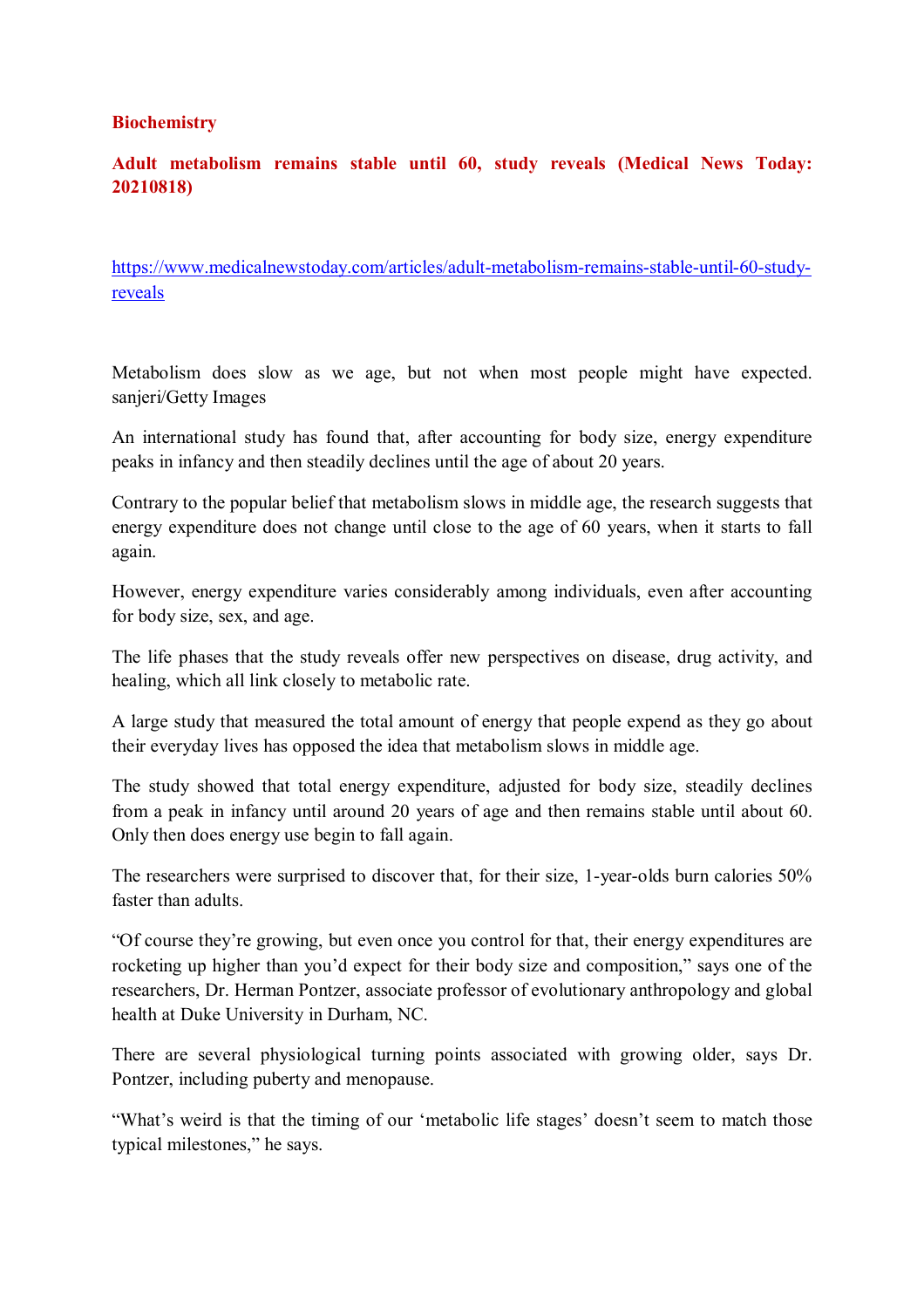**Biochemistry**

**Adult metabolism remains stable until 60, study reveals (Medical News Today: 20210818)**

https://www.medicalnewstoday.com/articles/adult-metabolism-remains-stable-until-60-study-reveals

Metabolism does slow as we age, but not when most people might have expected. sanjeri/Getty Images

An international study has found that, after accounting for body size, energy expenditure peaks in infancy and then steadily declines until the age of about 20 years.

Contrary to the popular belief that metabolism slows in middle age, the research suggests that energy expenditure does not change until close to the age of 60 years, when it starts to fall again.

However, energy expenditure varies considerably among individuals, even after accounting for body size, sex, and age.

The life phases that the study reveals offer new perspectives on disease, drug activity, and healing, which all link closely to metabolic rate.

A large study that measured the total amount of energy that people expend as they go about their everyday lives has opposed the idea that metabolism slows in middle age.

The study showed that total energy expenditure, adjusted for body size, steadily declines from a peak in infancy until around 20 years of age and then remains stable until about 60. Only then does energy use begin to fall again.

The researchers were surprised to discover that, for their size, 1-year-olds burn calories 50% faster than adults.

"Of course they're growing, but even once you control for that, their energy expenditures are rocketing up higher than you'd expect for their body size and composition," says one of the researchers, Dr. Herman Pontzer, associate professor of evolutionary anthropology and global health at Duke University in Durham, NC.

There are several physiological turning points associated with growing older, says Dr. Pontzer, including puberty and menopause.

"What's weird is that the timing of our 'metabolic life stages' doesn't seem to match those typical milestones," he says.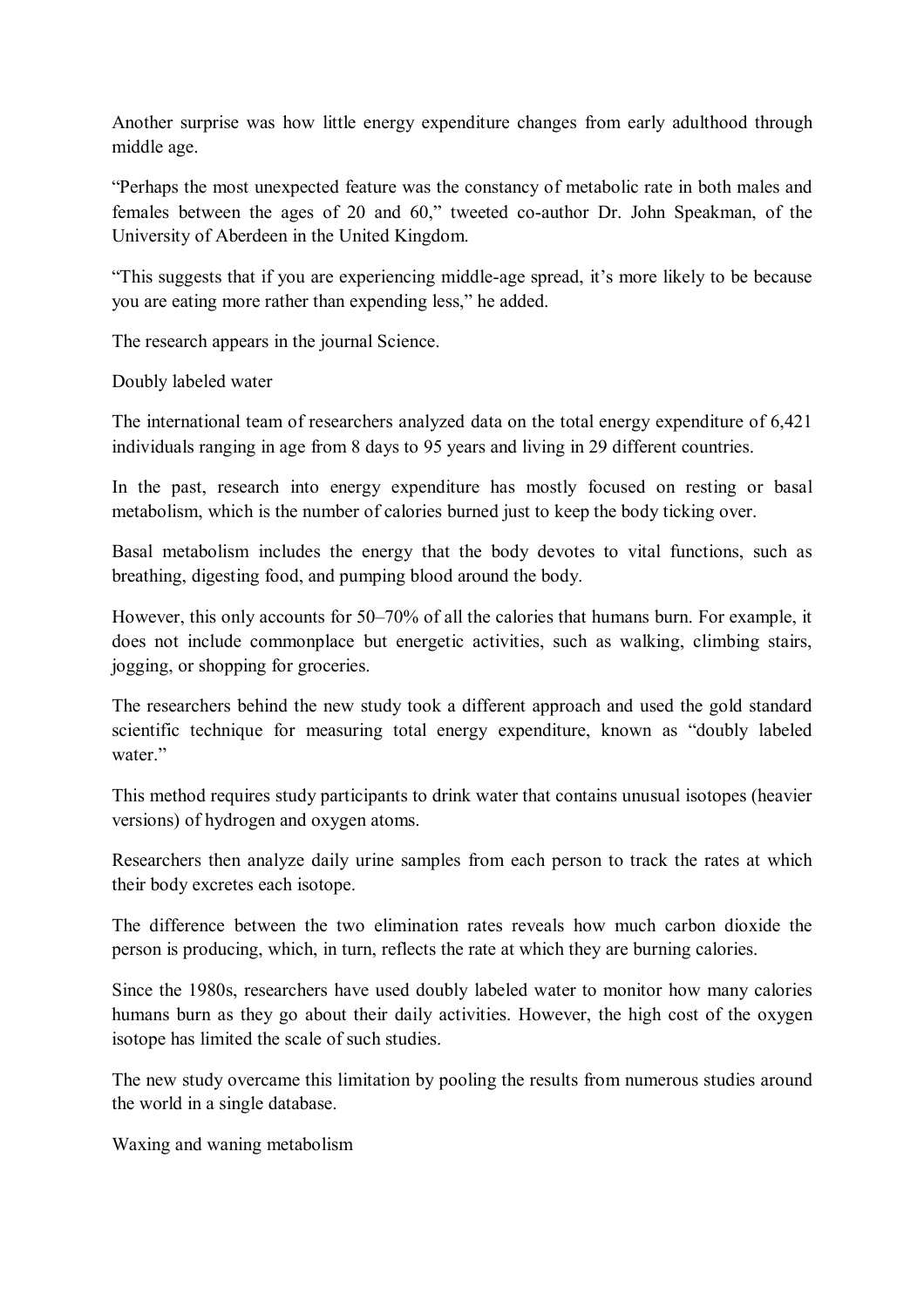Another surprise was how little energy expenditure changes from early adulthood through middle age.

"Perhaps the most unexpected feature was the constancy of metabolic rate in both males and females between the ages of 20 and 60," tweeted co-author Dr. John Speakman, of the University of Aberdeen in the United Kingdom.

"This suggests that if you are experiencing middle-age spread, it's more likely to be because you are eating more rather than expending less," he added.

The research appears in the journal Science.

## Doubly labeled water

The international team of researchers analyzed data on the total energy expenditure of 6,421 individuals ranging in age from 8 days to 95 years and living in 29 different countries.

In the past, research into energy expenditure has mostly focused on resting or basal metabolism, which is the number of calories burned just to keep the body ticking over.

Basal metabolism includes the energy that the body devotes to vital functions, such as breathing, digesting food, and pumping blood around the body.

However, this only accounts for 50–70% of all the calories that humans burn. For example, it does not include commonplace but energetic activities, such as walking, climbing stairs, jogging, or shopping for groceries.

The researchers behind the new study took a different approach and used the gold standard scientific technique for measuring total energy expenditure, known as "doubly labeled water."

This method requires study participants to drink water that contains unusual isotopes (heavier versions) of hydrogen and oxygen atoms.

Researchers then analyze daily urine samples from each person to track the rates at which their body excretes each isotope.

The difference between the two elimination rates reveals how much carbon dioxide the person is producing, which, in turn, reflects the rate at which they are burning calories.

Since the 1980s, researchers have used doubly labeled water to monitor how many calories humans burn as they go about their daily activities. However, the high cost of the oxygen isotope has limited the scale of such studies.

The new study overcame this limitation by pooling the results from numerous studies around the world in a single database.

## Waxing and waning metabolism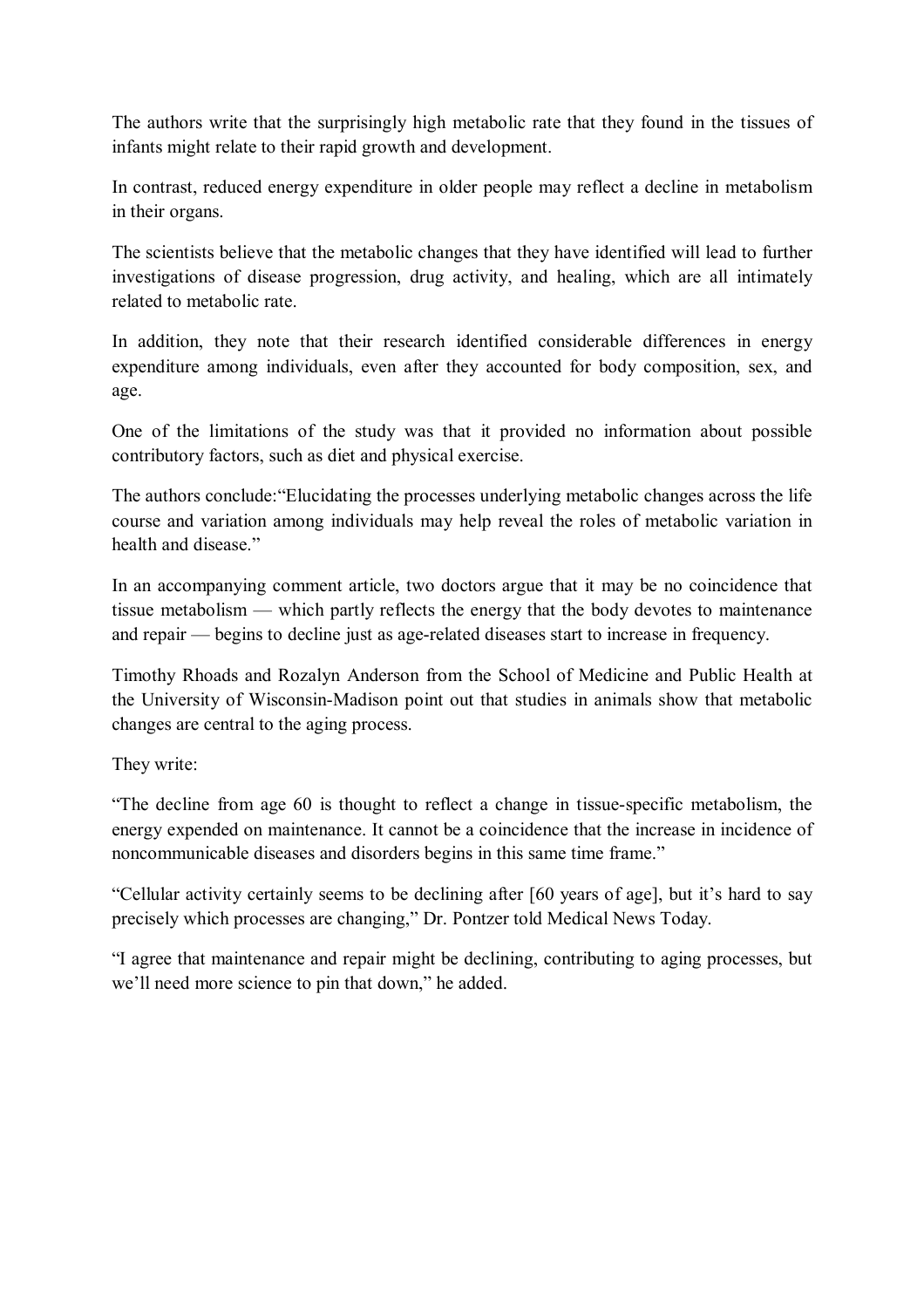The authors write that the surprisingly high metabolic rate that they found in the tissues of infants might relate to their rapid growth and development.

In contrast, reduced energy expenditure in older people may reflect a decline in metabolism in their organs.

The scientists believe that the metabolic changes that they have identified will lead to further investigations of disease progression, drug activity, and healing, which are all intimately related to metabolic rate.

In addition, they note that their research identified considerable differences in energy expenditure among individuals, even after they accounted for body composition, sex, and age.

One of the limitations of the study was that it provided no information about possible contributory factors, such as diet and physical exercise.

The authors conclude:"Elucidating the processes underlying metabolic changes across the life course and variation among individuals may help reveal the roles of metabolic variation in health and disease."

In an accompanying comment article, two doctors argue that it may be no coincidence that tissue metabolism — which partly reflects the energy that the body devotes to maintenance and repair — begins to decline just as age-related diseases start to increase in frequency.

Timothy Rhoads and Rozalyn Anderson from the School of Medicine and Public Health at the University of Wisconsin-Madison point out that studies in animals show that metabolic changes are central to the aging process.

They write:

"The decline from age 60 is thought to reflect a change in tissue-specific metabolism, the energy expended on maintenance. It cannot be a coincidence that the increase in incidence of noncommunicable diseases and disorders begins in this same time frame."

"Cellular activity certainly seems to be declining after [60 years of age], but it's hard to say precisely which processes are changing," Dr. Pontzer told Medical News Today.

"I agree that maintenance and repair might be declining, contributing to aging processes, but we'll need more science to pin that down," he added.